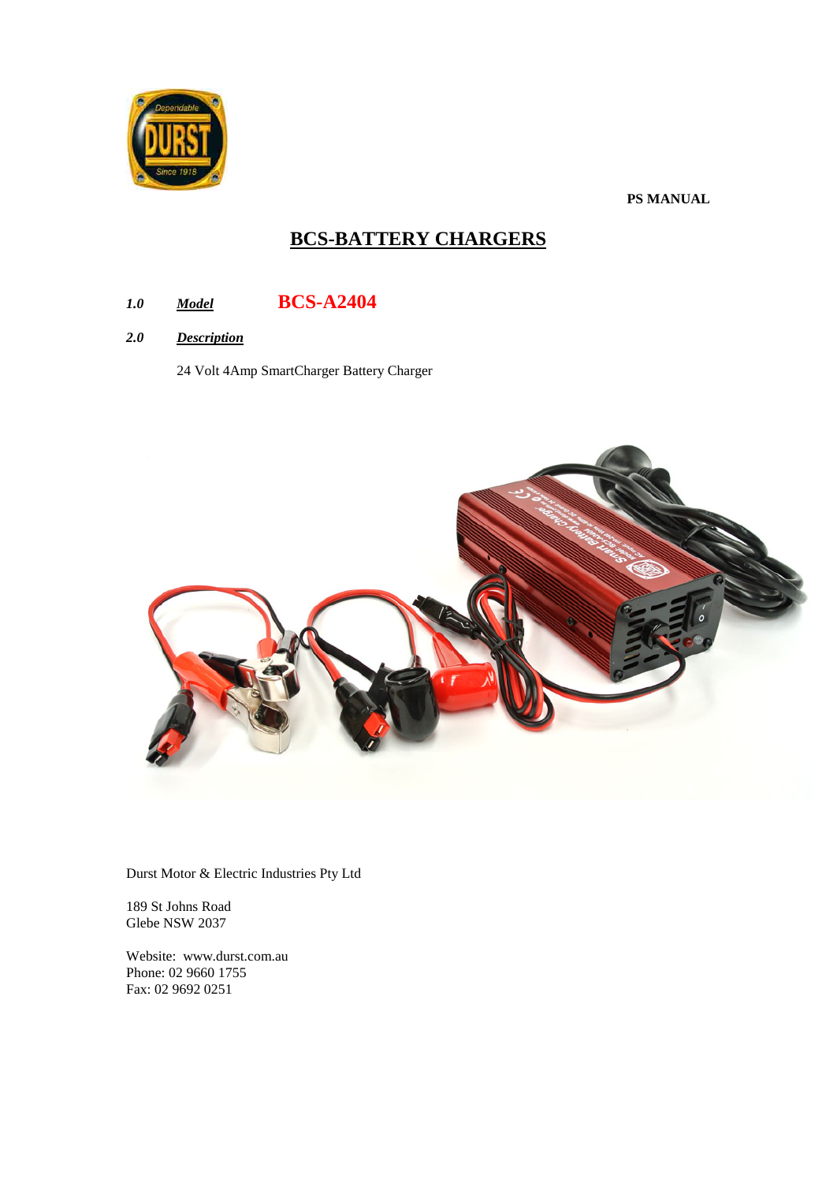**PS MANUAL**

# BCS-BATTERY CHARGERS

***1.0*** ***Model*** **BCS-A2404**

***2.0*** ***Description***

24 Volt 4Amp SmartCharger Battery Charger

Durst Motor & Electric Industries Pty Ltd

189 St Johns Road
Glebe NSW 2037

Website: www.durst.com.au
Phone: 02 9660 1755
Fax: 02 9692 0251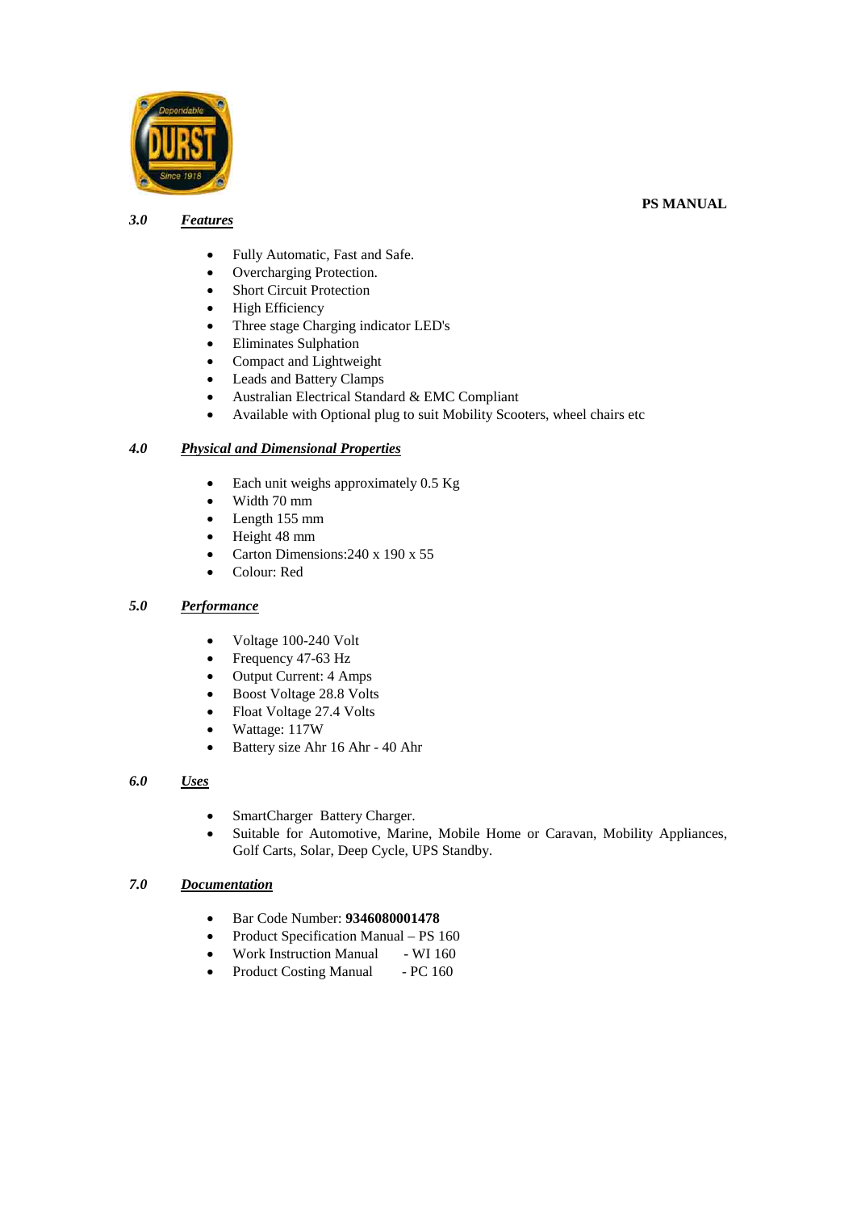**PS MANUAL**

### *3.0 Features*

- Fully Automatic, Fast and Safe.
- Overcharging Protection.
- Short Circuit Protection
- High Efficiency
- Three stage Charging indicator LED's
- Eliminates Sulphation
- Compact and Lightweight
- Leads and Battery Clamps
- Australian Electrical Standard & EMC Compliant
- Available with Optional plug to suit Mobility Scooters, wheel chairs etc

### *4.0 Physical and Dimensional Properties*

- Each unit weighs approximately 0.5 Kg
- Width 70 mm
- Length 155 mm
- Height 48 mm
- Carton Dimensions:240 x 190 x 55
- Colour: Red

### *5.0 Performance*

- Voltage 100-240 Volt
- Frequency 47-63 Hz
- Output Current: 4 Amps
- Boost Voltage 28.8 Volts
- Float Voltage 27.4 Volts
- Wattage: 117W
- Battery size Ahr 16 Ahr - 40 Ahr

### *6.0 Uses*

- SmartCharger Battery Charger.
- Suitable for Automotive, Marine, Mobile Home or Caravan, Mobility Appliances, Golf Carts, Solar, Deep Cycle, UPS Standby.

### *7.0 Documentation*

- Bar Code Number: **9346080001478**
- Product Specification Manual – PS 160
- Work Instruction Manual - WI 160
- Product Costing Manual - PC 160